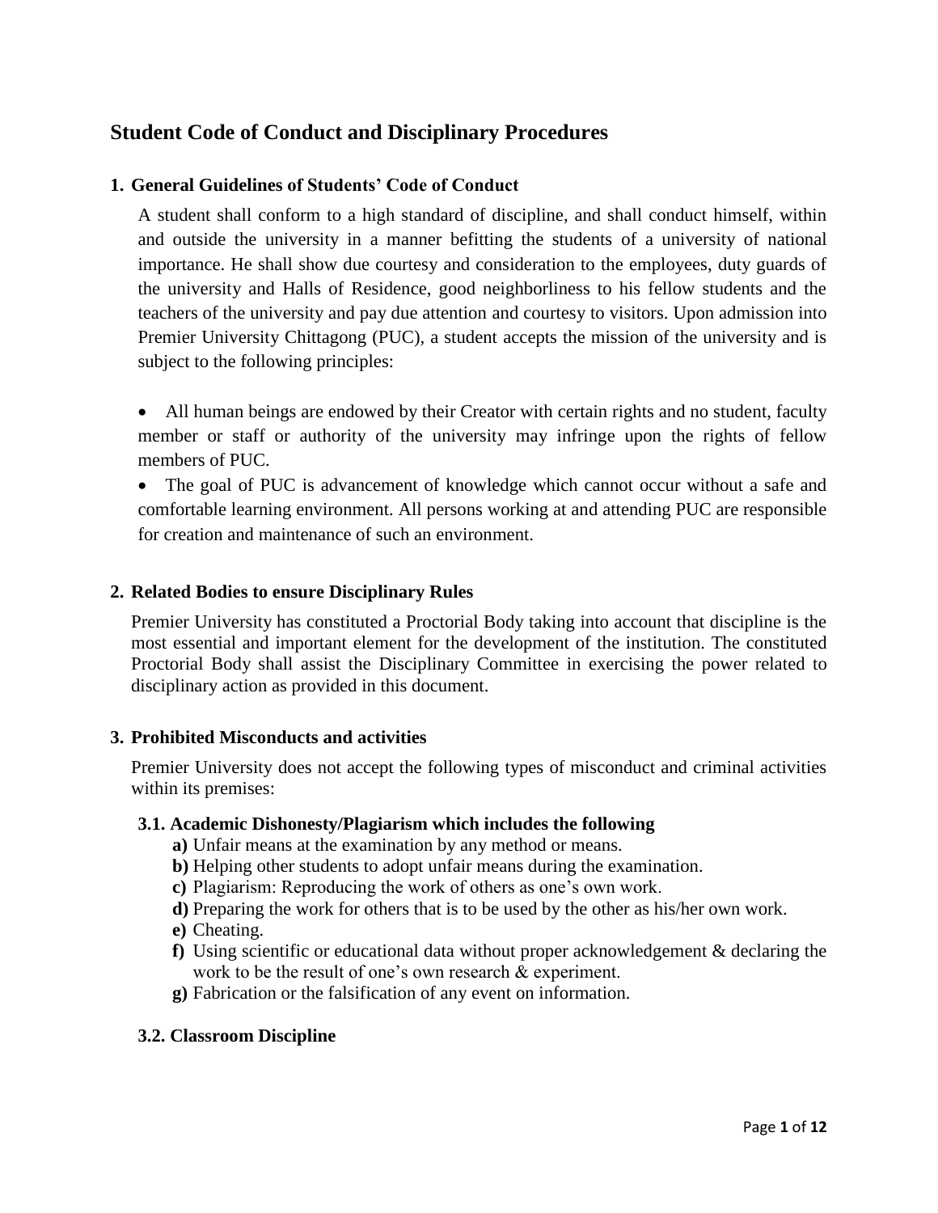# Student Code of Conduct and Disciplinary Procedures

## 1. General Guidelines of Students' Code of Conduct

A student shall conform to a high standard of discipline, and shall conduct himself, within and outside the university in a manner befitting the students of a university of national importance. He shall show due courtesy and consideration to the employees, duty guards of the university and Halls of Residence, good neighborliness to his fellow students and the teachers of the university and pay due attention and courtesy to visitors. Upon admission into Premier University Chittagong (PUC), a student accepts the mission of the university and is subject to the following principles:

- All human beings are endowed by their Creator with certain rights and no student, faculty member or staff or authority of the university may infringe upon the rights of fellow members of PUC.
- The goal of PUC is advancement of knowledge which cannot occur without a safe and comfortable learning environment. All persons working at and attending PUC are responsible for creation and maintenance of such an environment.

## 2. Related Bodies to ensure Disciplinary Rules

Premier University has constituted a Proctorial Body taking into account that discipline is the most essential and important element for the development of the institution. The constituted Proctorial Body shall assist the Disciplinary Committee in exercising the power related to disciplinary action as provided in this document.

## 3. Prohibited Misconducts and activities

Premier University does not accept the following types of misconduct and criminal activities within its premises:

### 3.1. Academic Dishonesty/Plagiarism which includes the following

**a)** Unfair means at the examination by any method or means.
**b)** Helping other students to adopt unfair means during the examination.
**c)** Plagiarism: Reproducing the work of others as one's own work.
**d)** Preparing the work for others that is to be used by the other as his/her own work.
**e)** Cheating.
**f)** Using scientific or educational data without proper acknowledgement & declaring the work to be the result of one's own research & experiment.
**g)** Fabrication or the falsification of any event on information.

### 3.2. Classroom Discipline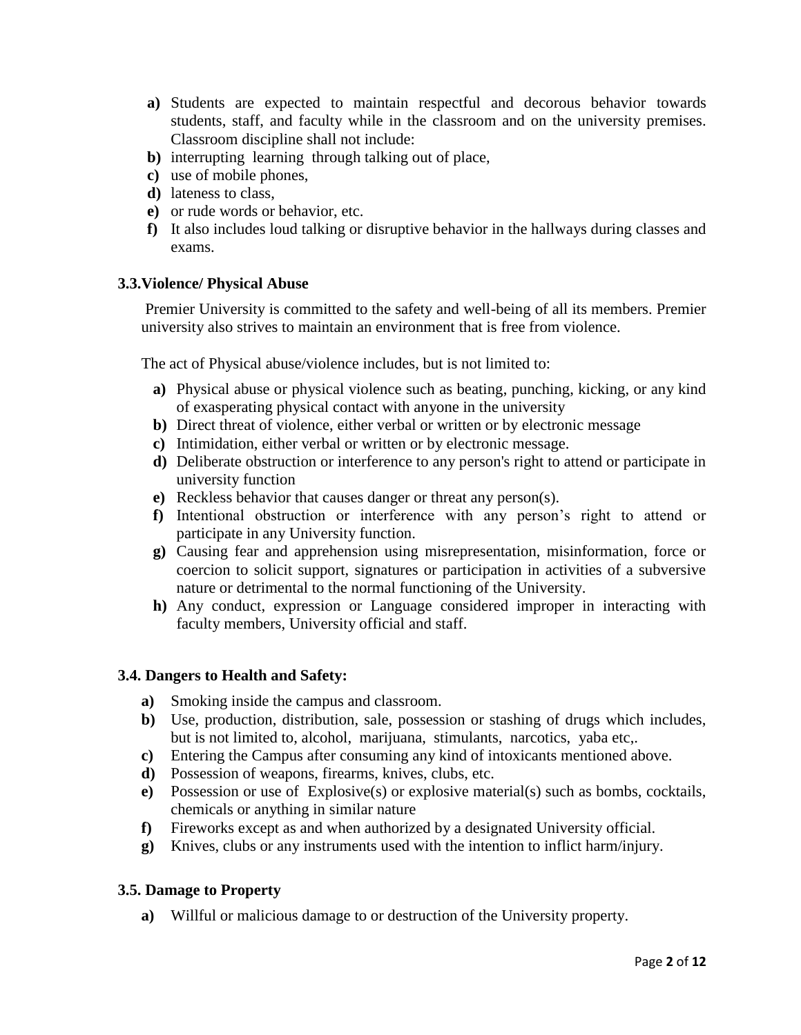a) Students are expected to maintain respectful and decorous behavior towards students, staff, and faculty while in the classroom and on the university premises. Classroom discipline shall not include:
b) interrupting learning through talking out of place,
c) use of mobile phones,
d) lateness to class,
e) or rude words or behavior, etc.
f) It also includes loud talking or disruptive behavior in the hallways during classes and exams.

### 3.3.Violence/ Physical Abuse

Premier University is committed to the safety and well-being of all its members. Premier university also strives to maintain an environment that is free from violence.

The act of Physical abuse/violence includes, but is not limited to:

a) Physical abuse or physical violence such as beating, punching, kicking, or any kind of exasperating physical contact with anyone in the university
b) Direct threat of violence, either verbal or written or by electronic message
c) Intimidation, either verbal or written or by electronic message.
d) Deliberate obstruction or interference to any person's right to attend or participate in university function
e) Reckless behavior that causes danger or threat any person(s).
f) Intentional obstruction or interference with any person's right to attend or participate in any University function.
g) Causing fear and apprehension using misrepresentation, misinformation, force or coercion to solicit support, signatures or participation in activities of a subversive nature or detrimental to the normal functioning of the University.
h) Any conduct, expression or Language considered improper in interacting with faculty members, University official and staff.

### 3.4. Dangers to Health and Safety:

a) Smoking inside the campus and classroom.
b) Use, production, distribution, sale, possession or stashing of drugs which includes, but is not limited to, alcohol, marijuana, stimulants, narcotics, yaba etc,.
c) Entering the Campus after consuming any kind of intoxicants mentioned above.
d) Possession of weapons, firearms, knives, clubs, etc.
e) Possession or use of Explosive(s) or explosive material(s) such as bombs, cocktails, chemicals or anything in similar nature
f) Fireworks except as and when authorized by a designated University official.
g) Knives, clubs or any instruments used with the intention to inflict harm/injury.

### 3.5. Damage to Property

a) Willful or malicious damage to or destruction of the University property.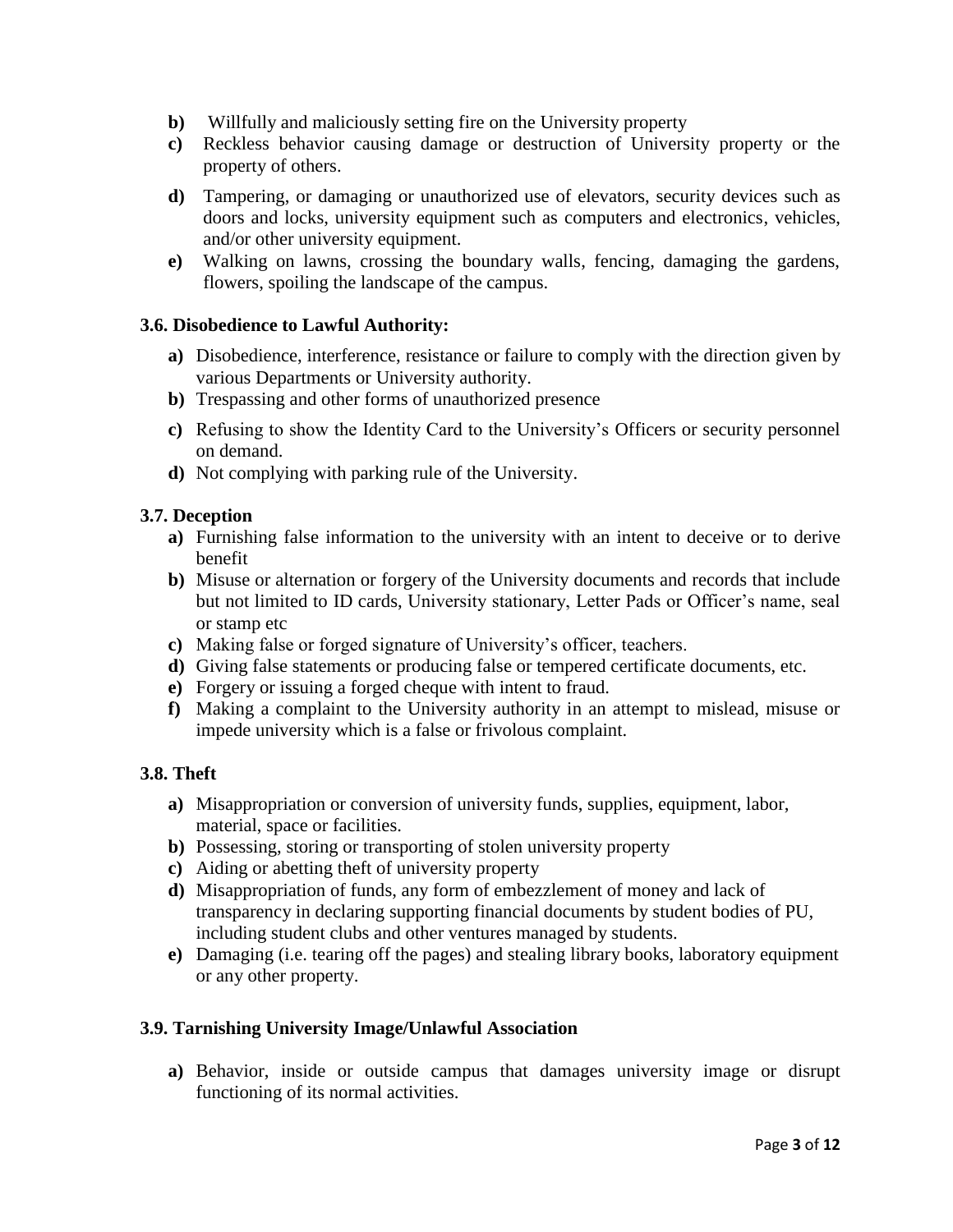- **b)** Willfully and maliciously setting fire on the University property
- **c)** Reckless behavior causing damage or destruction of University property or the property of others.
- **d)** Tampering, or damaging or unauthorized use of elevators, security devices such as doors and locks, university equipment such as computers and electronics, vehicles, and/or other university equipment.
- **e)** Walking on lawns, crossing the boundary walls, fencing, damaging the gardens, flowers, spoiling the landscape of the campus.

### 3.6. Disobedience to Lawful Authority:

- **a)** Disobedience, interference, resistance or failure to comply with the direction given by various Departments or University authority.
- **b)** Trespassing and other forms of unauthorized presence
- **c)** Refusing to show the Identity Card to the University's Officers or security personnel on demand.
- **d)** Not complying with parking rule of the University.

### 3.7. Deception

- **a)** Furnishing false information to the university with an intent to deceive or to derive benefit
- **b)** Misuse or alternation or forgery of the University documents and records that include but not limited to ID cards, University stationary, Letter Pads or Officer's name, seal or stamp etc
- **c)** Making false or forged signature of University's officer, teachers.
- **d)** Giving false statements or producing false or tempered certificate documents, etc.
- **e)** Forgery or issuing a forged cheque with intent to fraud.
- **f)** Making a complaint to the University authority in an attempt to mislead, misuse or impede university which is a false or frivolous complaint.

### 3.8. Theft

- **a)** Misappropriation or conversion of university funds, supplies, equipment, labor, material, space or facilities.
- **b)** Possessing, storing or transporting of stolen university property
- **c)** Aiding or abetting theft of university property
- **d)** Misappropriation of funds, any form of embezzlement of money and lack of transparency in declaring supporting financial documents by student bodies of PU, including student clubs and other ventures managed by students.
- **e)** Damaging (i.e. tearing off the pages) and stealing library books, laboratory equipment or any other property.

### 3.9. Tarnishing University Image/Unlawful Association

- **a)** Behavior, inside or outside campus that damages university image or disrupt functioning of its normal activities.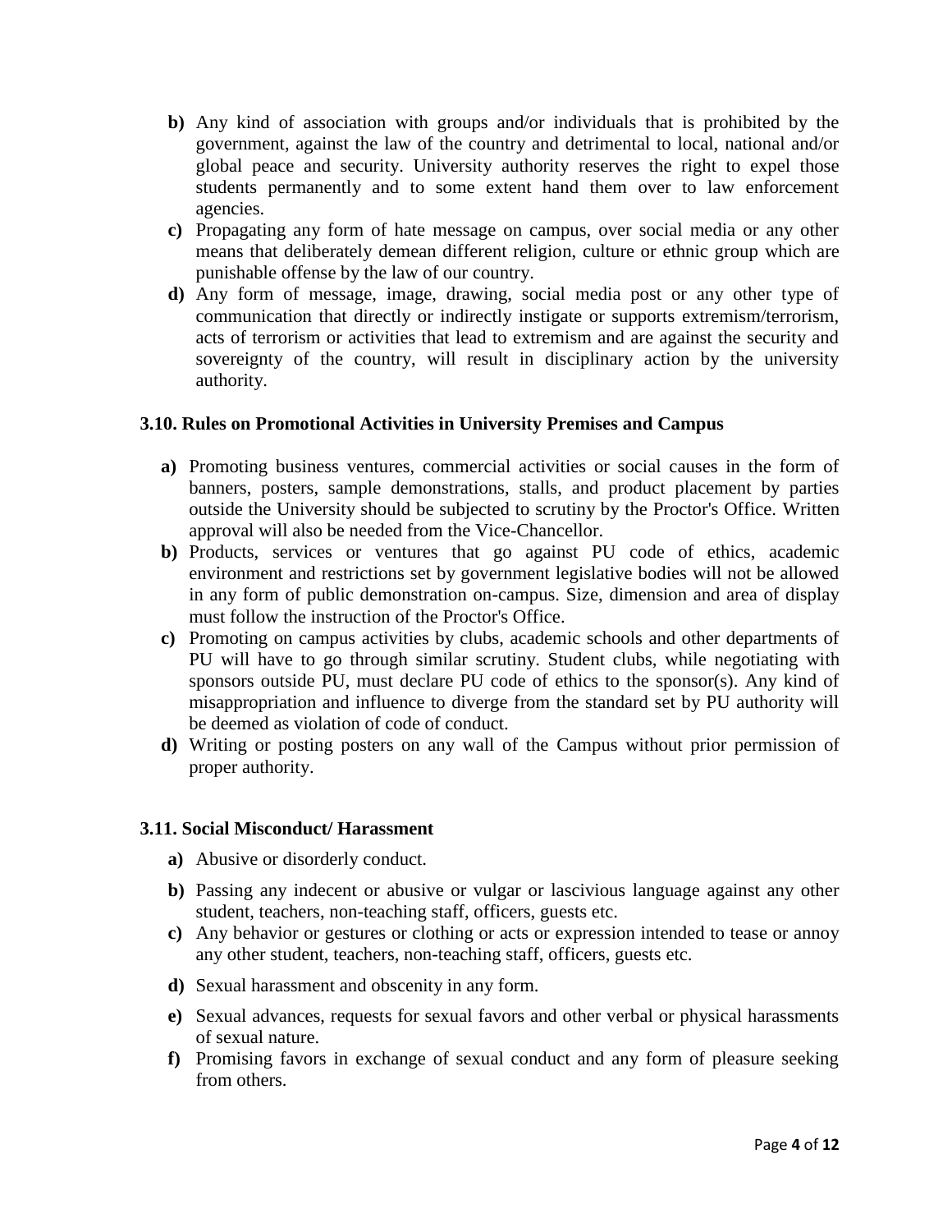- **b)** Any kind of association with groups and/or individuals that is prohibited by the government, against the law of the country and detrimental to local, national and/or global peace and security. University authority reserves the right to expel those students permanently and to some extent hand them over to law enforcement agencies.
- **c)** Propagating any form of hate message on campus, over social media or any other means that deliberately demean different religion, culture or ethnic group which are punishable offense by the law of our country.
- **d)** Any form of message, image, drawing, social media post or any other type of communication that directly or indirectly instigate or supports extremism/terrorism, acts of terrorism or activities that lead to extremism and are against the security and sovereignty of the country, will result in disciplinary action by the university authority.

### 3.10. Rules on Promotional Activities in University Premises and Campus

- **a)** Promoting business ventures, commercial activities or social causes in the form of banners, posters, sample demonstrations, stalls, and product placement by parties outside the University should be subjected to scrutiny by the Proctor's Office. Written approval will also be needed from the Vice-Chancellor.
- **b)** Products, services or ventures that go against PU code of ethics, academic environment and restrictions set by government legislative bodies will not be allowed in any form of public demonstration on-campus. Size, dimension and area of display must follow the instruction of the Proctor's Office.
- **c)** Promoting on campus activities by clubs, academic schools and other departments of PU will have to go through similar scrutiny. Student clubs, while negotiating with sponsors outside PU, must declare PU code of ethics to the sponsor(s). Any kind of misappropriation and influence to diverge from the standard set by PU authority will be deemed as violation of code of conduct.
- **d)** Writing or posting posters on any wall of the Campus without prior permission of proper authority.

### 3.11. Social Misconduct/ Harassment

- **a)** Abusive or disorderly conduct.
- **b)** Passing any indecent or abusive or vulgar or lascivious language against any other student, teachers, non-teaching staff, officers, guests etc.
- **c)** Any behavior or gestures or clothing or acts or expression intended to tease or annoy any other student, teachers, non-teaching staff, officers, guests etc.
- **d)** Sexual harassment and obscenity in any form.
- **e)** Sexual advances, requests for sexual favors and other verbal or physical harassments of sexual nature.
- **f)** Promising favors in exchange of sexual conduct and any form of pleasure seeking from others.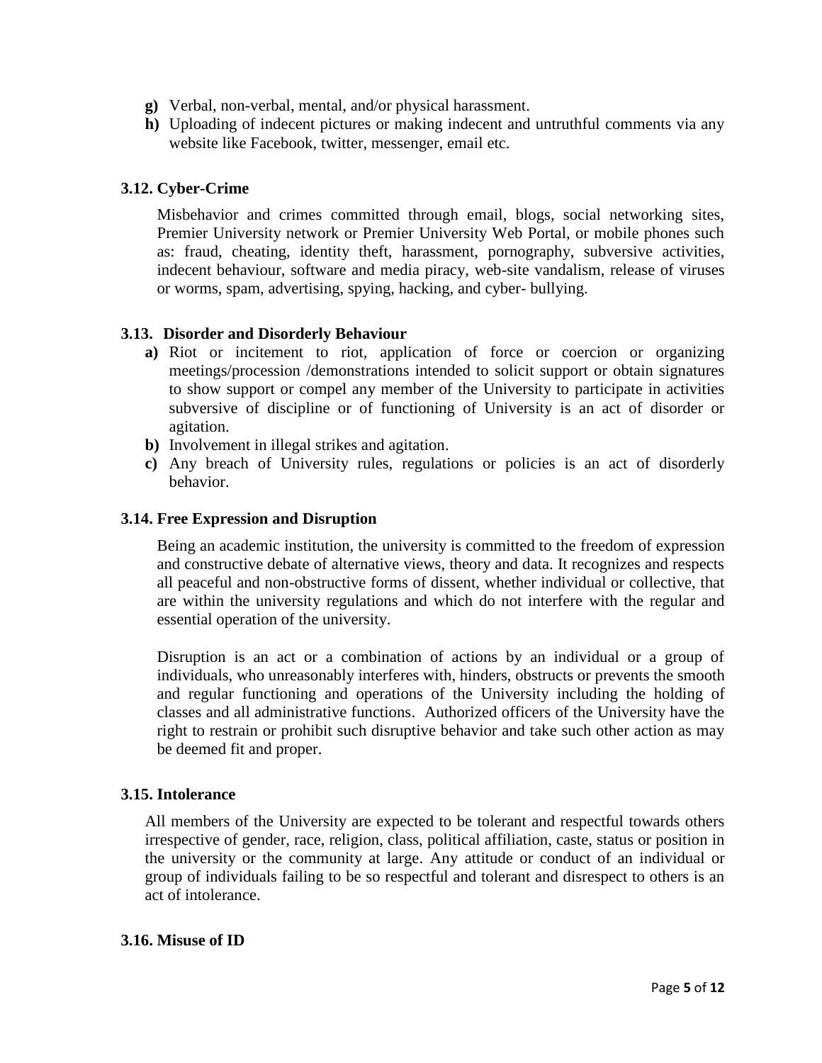- **g)** Verbal, non-verbal, mental, and/or physical harassment.
- **h)** Uploading of indecent pictures or making indecent and untruthful comments via any website like Facebook, twitter, messenger, email etc.

### 3.12. Cyber-Crime

Misbehavior and crimes committed through email, blogs, social networking sites, Premier University network or Premier University Web Portal, or mobile phones such as: fraud, cheating, identity theft, harassment, pornography, subversive activities, indecent behaviour, software and media piracy, web-site vandalism, release of viruses or worms, spam, advertising, spying, hacking, and cyber- bullying.

### 3.13. Disorder and Disorderly Behaviour

- **a)** Riot or incitement to riot, application of force or coercion or organizing meetings/procession /demonstrations intended to solicit support or obtain signatures to show support or compel any member of the University to participate in activities subversive of discipline or of functioning of University is an act of disorder or agitation.
- **b)** Involvement in illegal strikes and agitation.
- **c)** Any breach of University rules, regulations or policies is an act of disorderly behavior.

### 3.14. Free Expression and Disruption

Being an academic institution, the university is committed to the freedom of expression and constructive debate of alternative views, theory and data. It recognizes and respects all peaceful and non-obstructive forms of dissent, whether individual or collective, that are within the university regulations and which do not interfere with the regular and essential operation of the university.

Disruption is an act or a combination of actions by an individual or a group of individuals, who unreasonably interferes with, hinders, obstructs or prevents the smooth and regular functioning and operations of the University including the holding of classes and all administrative functions. Authorized officers of the University have the right to restrain or prohibit such disruptive behavior and take such other action as may be deemed fit and proper.

### 3.15. Intolerance

All members of the University are expected to be tolerant and respectful towards others irrespective of gender, race, religion, class, political affiliation, caste, status or position in the university or the community at large. Any attitude or conduct of an individual or group of individuals failing to be so respectful and tolerant and disrespect to others is an act of intolerance.

### 3.16. Misuse of ID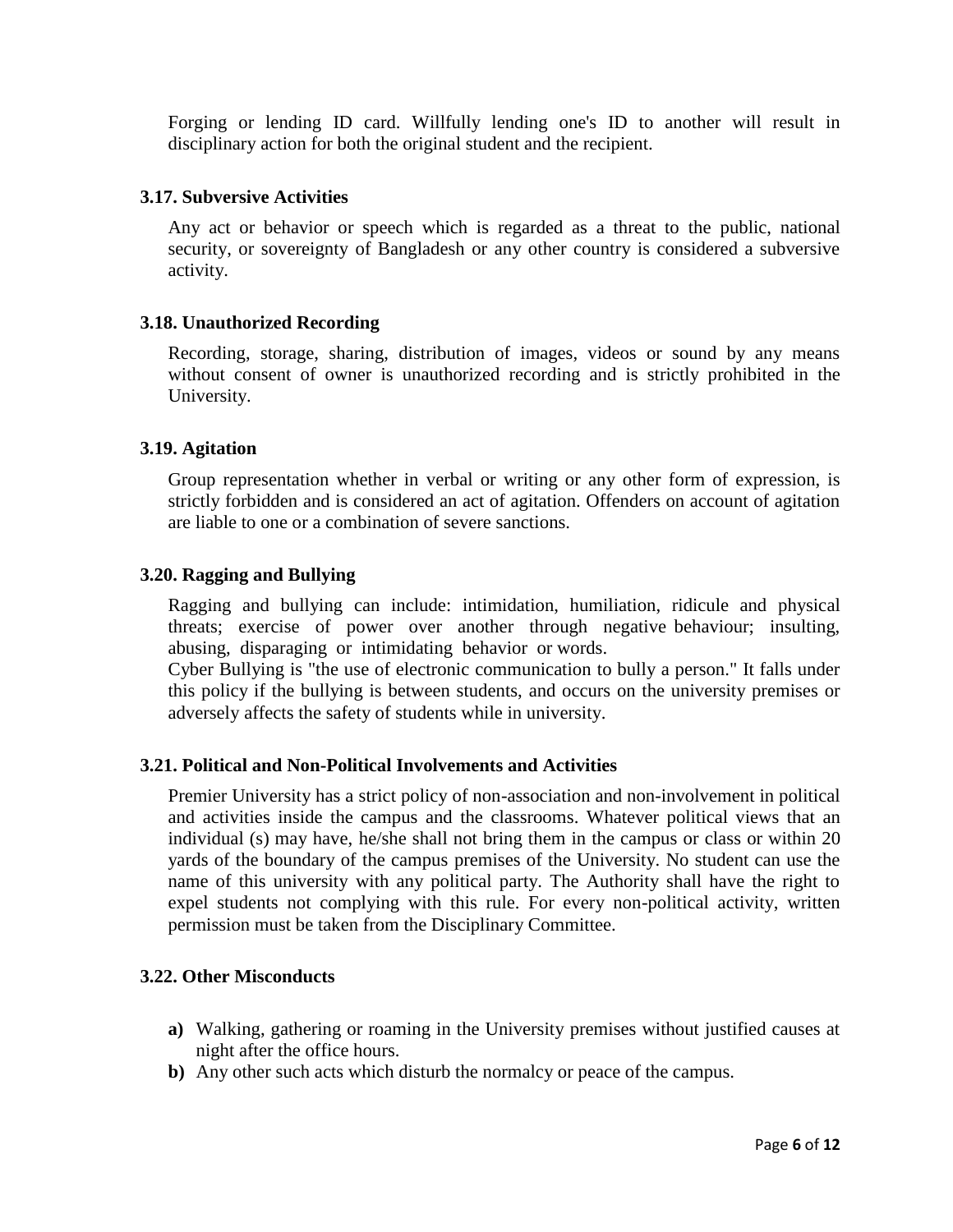Forging or lending ID card. Willfully lending one's ID to another will result in disciplinary action for both the original student and the recipient.

### 3.17. Subversive Activities

Any act or behavior or speech which is regarded as a threat to the public, national security, or sovereignty of Bangladesh or any other country is considered a subversive activity.

### 3.18. Unauthorized Recording

Recording, storage, sharing, distribution of images, videos or sound by any means without consent of owner is unauthorized recording and is strictly prohibited in the University.

### 3.19. Agitation

Group representation whether in verbal or writing or any other form of expression, is strictly forbidden and is considered an act of agitation. Offenders on account of agitation are liable to one or a combination of severe sanctions.

### 3.20. Ragging and Bullying

Ragging and bullying can include: intimidation, humiliation, ridicule and physical threats; exercise of power over another through negative behaviour; insulting, abusing, disparaging or intimidating behavior or words.

Cyber Bullying is "the use of electronic communication to bully a person." It falls under this policy if the bullying is between students, and occurs on the university premises or adversely affects the safety of students while in university.

### 3.21. Political and Non-Political Involvements and Activities

Premier University has a strict policy of non-association and non-involvement in political and activities inside the campus and the classrooms. Whatever political views that an individual (s) may have, he/she shall not bring them in the campus or class or within 20 yards of the boundary of the campus premises of the University. No student can use the name of this university with any political party. The Authority shall have the right to expel students not complying with this rule. For every non-political activity, written permission must be taken from the Disciplinary Committee.

### 3.22. Other Misconducts

- **a)** Walking, gathering or roaming in the University premises without justified causes at night after the office hours.
- **b)** Any other such acts which disturb the normalcy or peace of the campus.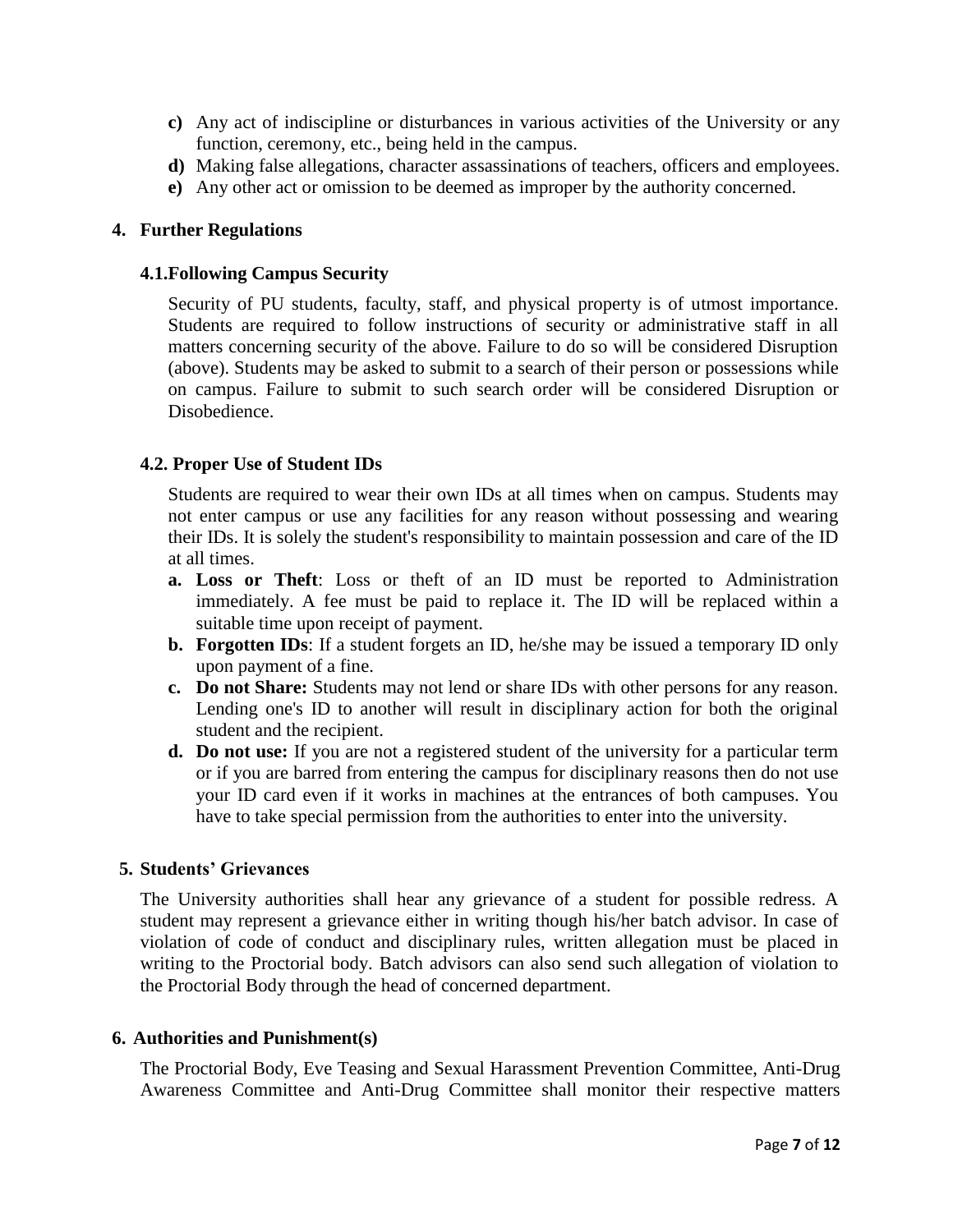- **c)** Any act of indiscipline or disturbances in various activities of the University or any function, ceremony, etc., being held in the campus.
- **d)** Making false allegations, character assassinations of teachers, officers and employees.
- **e)** Any other act or omission to be deemed as improper by the authority concerned.

## 4. Further Regulations

### 4.1. Following Campus Security

Security of PU students, faculty, staff, and physical property is of utmost importance. Students are required to follow instructions of security or administrative staff in all matters concerning security of the above. Failure to do so will be considered Disruption (above). Students may be asked to submit to a search of their person or possessions while on campus. Failure to submit to such search order will be considered Disruption or Disobedience.

### 4.2. Proper Use of Student IDs

Students are required to wear their own IDs at all times when on campus. Students may not enter campus or use any facilities for any reason without possessing and wearing their IDs. It is solely the student's responsibility to maintain possession and care of the ID at all times.

- **a. Loss or Theft**: Loss or theft of an ID must be reported to Administration immediately. A fee must be paid to replace it. The ID will be replaced within a suitable time upon receipt of payment.
- **b. Forgotten IDs**: If a student forgets an ID, he/she may be issued a temporary ID only upon payment of a fine.
- **c. Do not Share:** Students may not lend or share IDs with other persons for any reason. Lending one's ID to another will result in disciplinary action for both the original student and the recipient.
- **d. Do not use:** If you are not a registered student of the university for a particular term or if you are barred from entering the campus for disciplinary reasons then do not use your ID card even if it works in machines at the entrances of both campuses. You have to take special permission from the authorities to enter into the university.

## 5. Students' Grievances

The University authorities shall hear any grievance of a student for possible redress. A student may represent a grievance either in writing though his/her batch advisor. In case of violation of code of conduct and disciplinary rules, written allegation must be placed in writing to the Proctorial body. Batch advisors can also send such allegation of violation to the Proctorial Body through the head of concerned department.

## 6. Authorities and Punishment(s)

The Proctorial Body, Eve Teasing and Sexual Harassment Prevention Committee, Anti-Drug Awareness Committee and Anti-Drug Committee shall monitor their respective matters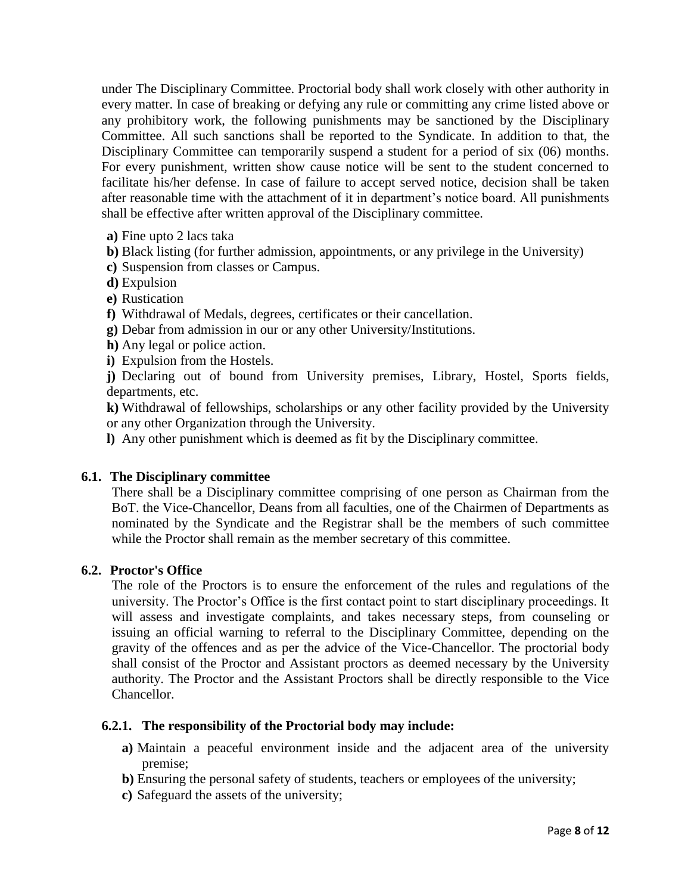under The Disciplinary Committee. Proctorial body shall work closely with other authority in every matter. In case of breaking or defying any rule or committing any crime listed above or any prohibitory work, the following punishments may be sanctioned by the Disciplinary Committee. All such sanctions shall be reported to the Syndicate. In addition to that, the Disciplinary Committee can temporarily suspend a student for a period of six (06) months. For every punishment, written show cause notice will be sent to the student concerned to facilitate his/her defense. In case of failure to accept served notice, decision shall be taken after reasonable time with the attachment of it in department's notice board. All punishments shall be effective after written approval of the Disciplinary committee.

**a)** Fine upto 2 lacs taka
**b)** Black listing (for further admission, appointments, or any privilege in the University)
**c)** Suspension from classes or Campus.
**d)** Expulsion
**e)** Rustication
**f)** Withdrawal of Medals, degrees, certificates or their cancellation.
**g)** Debar from admission in our or any other University/Institutions.
**h)** Any legal or police action.
**i)** Expulsion from the Hostels.
**j)** Declaring out of bound from University premises, Library, Hostel, Sports fields, departments, etc.
**k)** Withdrawal of fellowships, scholarships or any other facility provided by the University or any other Organization through the University.
**l)** Any other punishment which is deemed as fit by the Disciplinary committee.

### 6.1. The Disciplinary committee

There shall be a Disciplinary committee comprising of one person as Chairman from the BoT. the Vice-Chancellor, Deans from all faculties, one of the Chairmen of Departments as nominated by the Syndicate and the Registrar shall be the members of such committee while the Proctor shall remain as the member secretary of this committee.

### 6.2. Proctor's Office

The role of the Proctors is to ensure the enforcement of the rules and regulations of the university. The Proctor's Office is the first contact point to start disciplinary proceedings. It will assess and investigate complaints, and takes necessary steps, from counseling or issuing an official warning to referral to the Disciplinary Committee, depending on the gravity of the offences and as per the advice of the Vice-Chancellor. The proctorial body shall consist of the Proctor and Assistant proctors as deemed necessary by the University authority. The Proctor and the Assistant Proctors shall be directly responsible to the Vice Chancellor.

#### 6.2.1. The responsibility of the Proctorial body may include:

**a)** Maintain a peaceful environment inside and the adjacent area of the university premise;
**b)** Ensuring the personal safety of students, teachers or employees of the university;
**c)** Safeguard the assets of the university;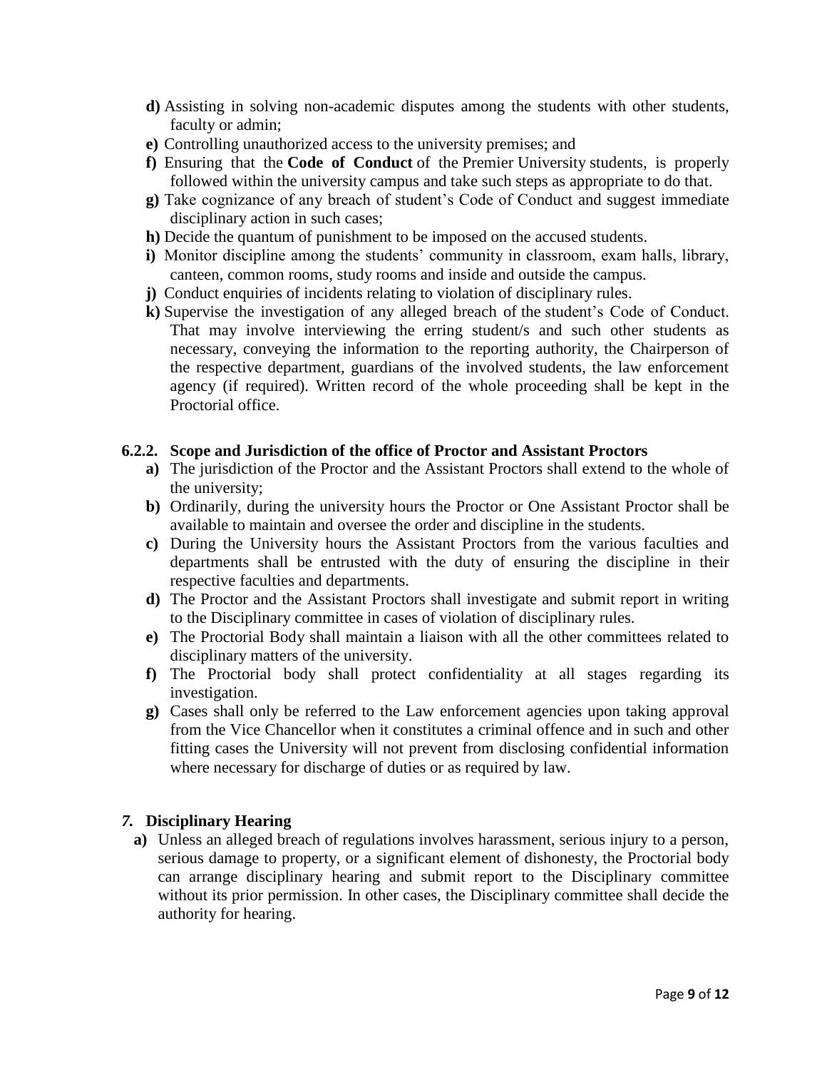**d)** Assisting in solving non-academic disputes among the students with other students, faculty or admin;

**e)** Controlling unauthorized access to the university premises; and

**f)** Ensuring that the **Code of Conduct** of the Premier University students, is properly followed within the university campus and take such steps as appropriate to do that.

**g)** Take cognizance of any breach of student's Code of Conduct and suggest immediate disciplinary action in such cases;

**h)** Decide the quantum of punishment to be imposed on the accused students.

**i)** Monitor discipline among the students' community in classroom, exam halls, library, canteen, common rooms, study rooms and inside and outside the campus.

**j)** Conduct enquiries of incidents relating to violation of disciplinary rules.

**k)** Supervise the investigation of any alleged breach of the student's Code of Conduct. That may involve interviewing the erring student/s and such other students as necessary, conveying the information to the reporting authority, the Chairperson of the respective department, guardians of the involved students, the law enforcement agency (if required). Written record of the whole proceeding shall be kept in the Proctorial office.

### 6.2.2. Scope and Jurisdiction of the office of Proctor and Assistant Proctors

**a)** The jurisdiction of the Proctor and the Assistant Proctors shall extend to the whole of the university;

**b)** Ordinarily, during the university hours the Proctor or One Assistant Proctor shall be available to maintain and oversee the order and discipline in the students.

**c)** During the University hours the Assistant Proctors from the various faculties and departments shall be entrusted with the duty of ensuring the discipline in their respective faculties and departments.

**d)** The Proctor and the Assistant Proctors shall investigate and submit report in writing to the Disciplinary committee in cases of violation of disciplinary rules.

**e)** The Proctorial Body shall maintain a liaison with all the other committees related to disciplinary matters of the university.

**f)** The Proctorial body shall protect confidentiality at all stages regarding its investigation.

**g)** Cases shall only be referred to the Law enforcement agencies upon taking approval from the Vice Chancellor when it constitutes a criminal offence and in such and other fitting cases the University will not prevent from disclosing confidential information where necessary for discharge of duties or as required by law.

## *7.* Disciplinary Hearing

**a)** Unless an alleged breach of regulations involves harassment, serious injury to a person, serious damage to property, or a significant element of dishonesty, the Proctorial body can arrange disciplinary hearing and submit report to the Disciplinary committee without its prior permission. In other cases, the Disciplinary committee shall decide the authority for hearing.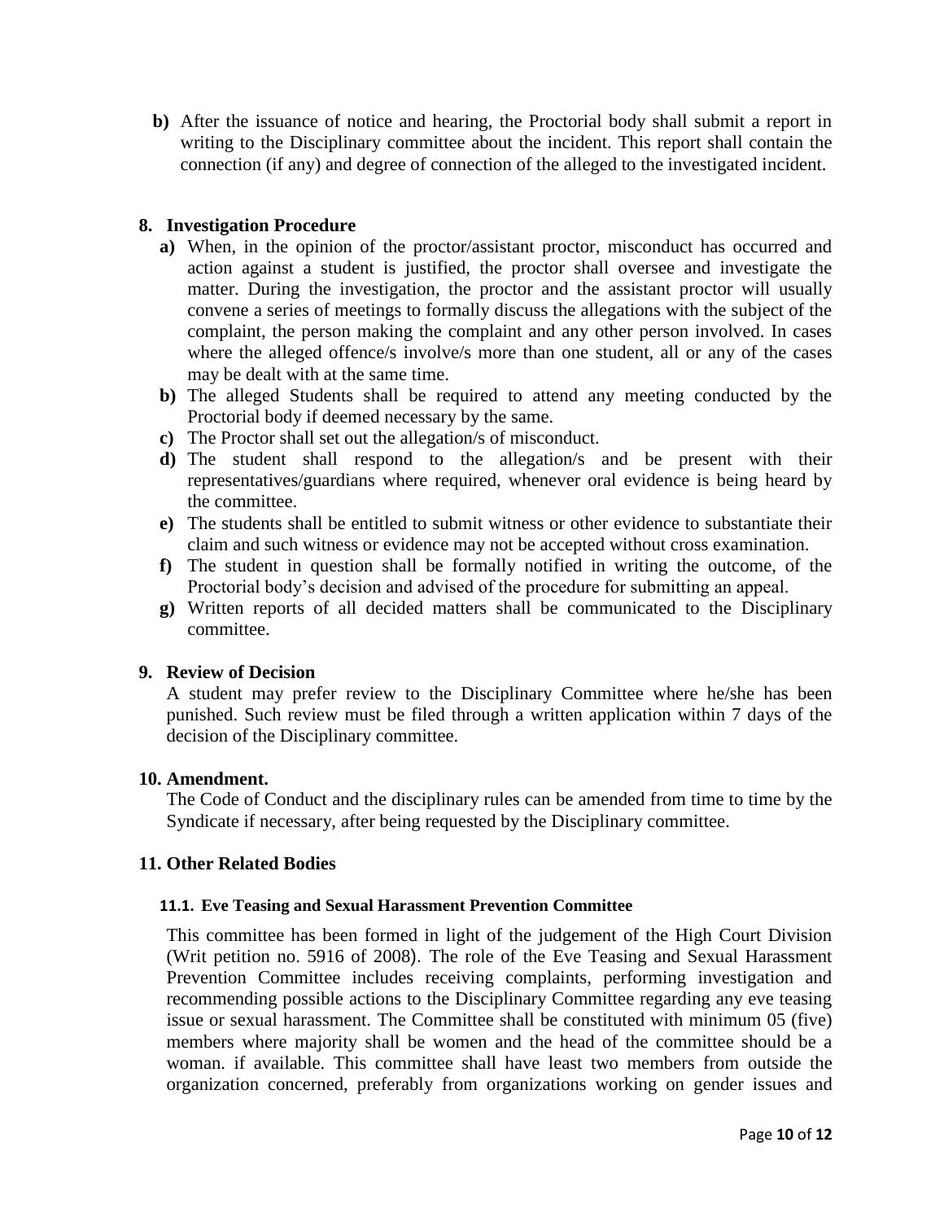**b)** After the issuance of notice and hearing, the Proctorial body shall submit a report in writing to the Disciplinary committee about the incident. This report shall contain the connection (if any) and degree of connection of the alleged to the investigated incident.

## 8. Investigation Procedure

**a)** When, in the opinion of the proctor/assistant proctor, misconduct has occurred and action against a student is justified, the proctor shall oversee and investigate the matter. During the investigation, the proctor and the assistant proctor will usually convene a series of meetings to formally discuss the allegations with the subject of the complaint, the person making the complaint and any other person involved. In cases where the alleged offence/s involve/s more than one student, all or any of the cases may be dealt with at the same time.

**b)** The alleged Students shall be required to attend any meeting conducted by the Proctorial body if deemed necessary by the same.

**c)** The Proctor shall set out the allegation/s of misconduct.

**d)** The student shall respond to the allegation/s and be present with their representatives/guardians where required, whenever oral evidence is being heard by the committee.

**e)** The students shall be entitled to submit witness or other evidence to substantiate their claim and such witness or evidence may not be accepted without cross examination.

**f)** The student in question shall be formally notified in writing the outcome, of the Proctorial body's decision and advised of the procedure for submitting an appeal.

**g)** Written reports of all decided matters shall be communicated to the Disciplinary committee.

## 9. Review of Decision

A student may prefer review to the Disciplinary Committee where he/she has been punished. Such review must be filed through a written application within 7 days of the decision of the Disciplinary committee.

## 10. Amendment.

The Code of Conduct and the disciplinary rules can be amended from time to time by the Syndicate if necessary, after being requested by the Disciplinary committee.

## 11. Other Related Bodies

### 11.1. Eve Teasing and Sexual Harassment Prevention Committee

This committee has been formed in light of the judgement of the High Court Division (Writ petition no. 5916 of 2008). The role of the Eve Teasing and Sexual Harassment Prevention Committee includes receiving complaints, performing investigation and recommending possible actions to the Disciplinary Committee regarding any eve teasing issue or sexual harassment. The Committee shall be constituted with minimum 05 (five) members where majority shall be women and the head of the committee should be a woman. if available. This committee shall have least two members from outside the organization concerned, preferably from organizations working on gender issues and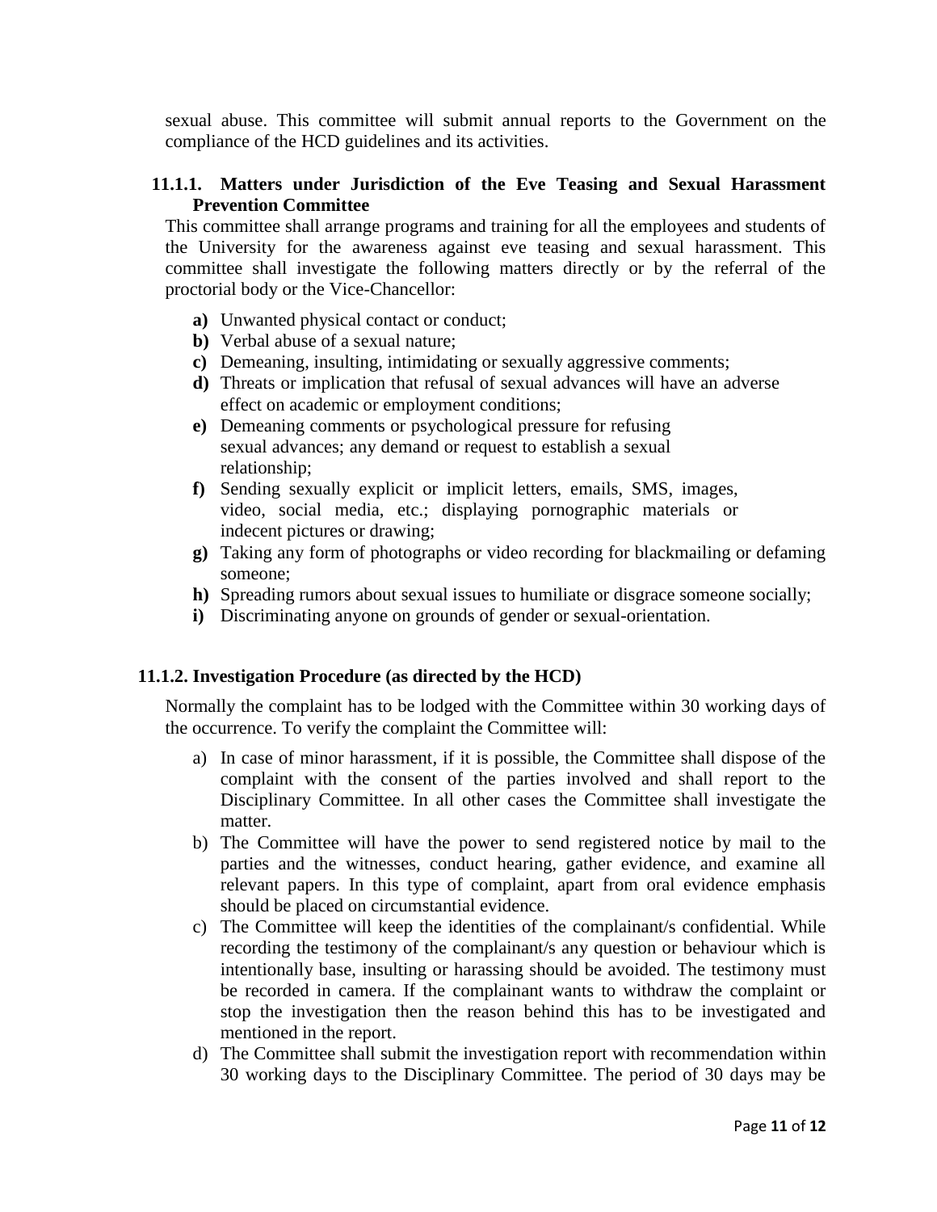sexual abuse. This committee will submit annual reports to the Government on the compliance of the HCD guidelines and its activities.

### 11.1.1. Matters under Jurisdiction of the Eve Teasing and Sexual Harassment Prevention Committee

This committee shall arrange programs and training for all the employees and students of the University for the awareness against eve teasing and sexual harassment. This committee shall investigate the following matters directly or by the referral of the proctorial body or the Vice-Chancellor:

- **a)** Unwanted physical contact or conduct;
- **b)** Verbal abuse of a sexual nature;
- **c)** Demeaning, insulting, intimidating or sexually aggressive comments;
- **d)** Threats or implication that refusal of sexual advances will have an adverse effect on academic or employment conditions;
- **e)** Demeaning comments or psychological pressure for refusing sexual advances; any demand or request to establish a sexual relationship;
- **f)** Sending sexually explicit or implicit letters, emails, SMS, images, video, social media, etc.; displaying pornographic materials or indecent pictures or drawing;
- **g)** Taking any form of photographs or video recording for blackmailing or defaming someone;
- **h)** Spreading rumors about sexual issues to humiliate or disgrace someone socially;
- **i)** Discriminating anyone on grounds of gender or sexual-orientation.

### 11.1.2. Investigation Procedure (as directed by the HCD)

Normally the complaint has to be lodged with the Committee within 30 working days of the occurrence. To verify the complaint the Committee will:

- a) In case of minor harassment, if it is possible, the Committee shall dispose of the complaint with the consent of the parties involved and shall report to the Disciplinary Committee. In all other cases the Committee shall investigate the matter.
- b) The Committee will have the power to send registered notice by mail to the parties and the witnesses, conduct hearing, gather evidence, and examine all relevant papers. In this type of complaint, apart from oral evidence emphasis should be placed on circumstantial evidence.
- c) The Committee will keep the identities of the complainant/s confidential. While recording the testimony of the complainant/s any question or behaviour which is intentionally base, insulting or harassing should be avoided. The testimony must be recorded in camera. If the complainant wants to withdraw the complaint or stop the investigation then the reason behind this has to be investigated and mentioned in the report.
- d) The Committee shall submit the investigation report with recommendation within 30 working days to the Disciplinary Committee. The period of 30 days may be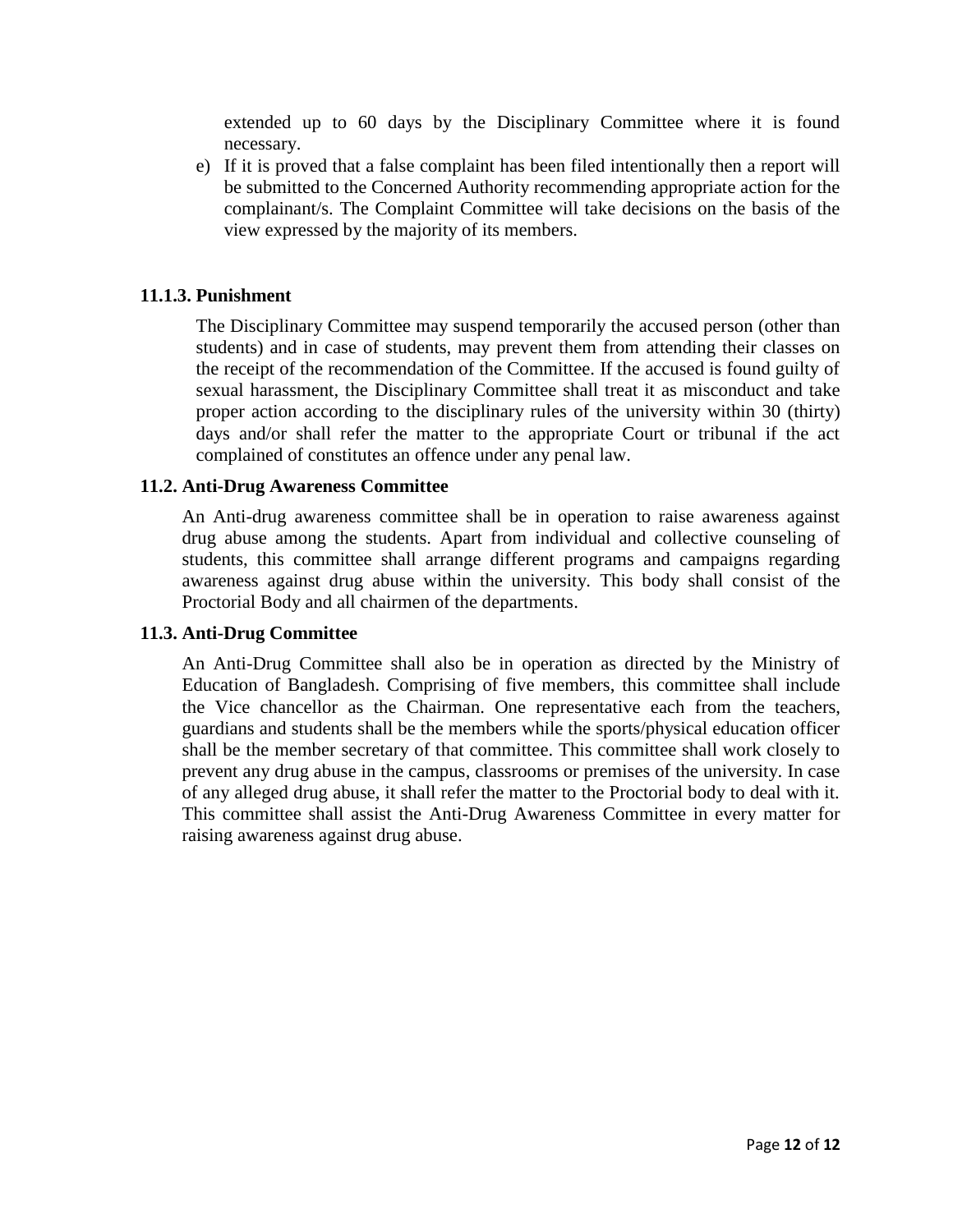extended up to 60 days by the Disciplinary Committee where it is found necessary.

e) If it is proved that a false complaint has been filed intentionally then a report will be submitted to the Concerned Authority recommending appropriate action for the complainant/s. The Complaint Committee will take decisions on the basis of the view expressed by the majority of its members.

### 11.1.3. Punishment

The Disciplinary Committee may suspend temporarily the accused person (other than students) and in case of students, may prevent them from attending their classes on the receipt of the recommendation of the Committee. If the accused is found guilty of sexual harassment, the Disciplinary Committee shall treat it as misconduct and take proper action according to the disciplinary rules of the university within 30 (thirty) days and/or shall refer the matter to the appropriate Court or tribunal if the act complained of constitutes an offence under any penal law.

### 11.2. Anti-Drug Awareness Committee

An Anti-drug awareness committee shall be in operation to raise awareness against drug abuse among the students. Apart from individual and collective counseling of students, this committee shall arrange different programs and campaigns regarding awareness against drug abuse within the university. This body shall consist of the Proctorial Body and all chairmen of the departments.

### 11.3. Anti-Drug Committee

An Anti-Drug Committee shall also be in operation as directed by the Ministry of Education of Bangladesh. Comprising of five members, this committee shall include the Vice chancellor as the Chairman. One representative each from the teachers, guardians and students shall be the members while the sports/physical education officer shall be the member secretary of that committee. This committee shall work closely to prevent any drug abuse in the campus, classrooms or premises of the university. In case of any alleged drug abuse, it shall refer the matter to the Proctorial body to deal with it. This committee shall assist the Anti-Drug Awareness Committee in every matter for raising awareness against drug abuse.